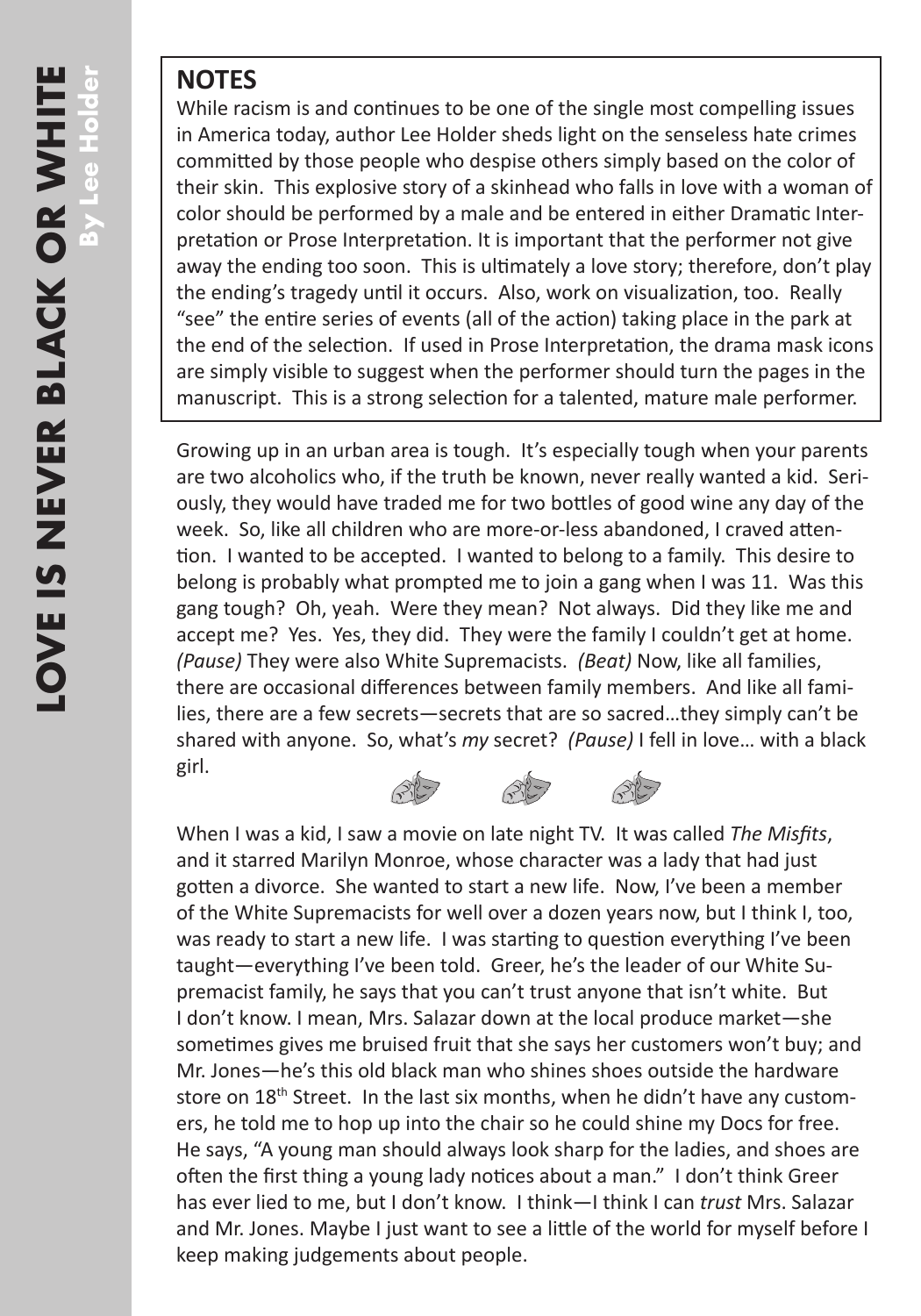# LOVE IS NEVER BLACK OR WHITE

**By Lee Holder**

## NOTES

While racism is and continues to be one of the single most compelling issues in America today, author Lee Holder sheds light on the senseless hate crimes committed by those people who despise others simply based on the color of their skin. This explosive story of a skinhead who falls in love with a woman of color should be performed by a male and be entered in either Dramatic Interpretation or Prose Interpretation. It is important that the performer not give away the ending too soon. This is ultimately a love story; therefore, don't play the ending's tragedy until it occurs. Also, work on visualization, too. Really "see" the entire series of events (all of the action) taking place in the park at the end of the selection. If used in Prose Interpretation, the drama mask icons are simply visible to suggest when the performer should turn the pages in the manuscript. This is a strong selection for a talented, mature male performer.

Growing up in an urban area is tough. It's especially tough when your parents are two alcoholics who, if the truth be known, never really wanted a kid. Seriously, they would have traded me for two bottles of good wine any day of the week. So, like all children who are more-or-less abandoned, I craved attention. I wanted to be accepted. I wanted to belong to a family. This desire to belong is probably what prompted me to join a gang when I was 11. Was this gang tough? Oh, yeah. Were they mean? Not always. Did they like me and accept me? Yes. Yes, they did. They were the family I couldn't get at home. *(Pause)* They were also White Supremacists. *(Beat)* Now, like all families, there are occasional differences between family members. And like all families, there are a few secrets—secrets that are so sacred…they simply can't be shared with anyone. So, what's *my* secret? *(Pause)* I fell in love… with a black girl.

When I was a kid, I saw a movie on late night TV. It was called *The Misfits*, and it starred Marilyn Monroe, whose character was a lady that had just gotten a divorce. She wanted to start a new life. Now, I've been a member of the White Supremacists for well over a dozen years now, but I think I, too, was ready to start a new life. I was starting to question everything I've been taught—everything I've been told. Greer, he's the leader of our White Supremacist family, he says that you can't trust anyone that isn't white. But I don't know. I mean, Mrs. Salazar down at the local produce market—she sometimes gives me bruised fruit that she says her customers won't buy; and Mr. Jones—he's this old black man who shines shoes outside the hardware store on 18th Street. In the last six months, when he didn't have any customers, he told me to hop up into the chair so he could shine my Docs for free. He says, "A young man should always look sharp for the ladies, and shoes are often the first thing a young lady notices about a man." I don't think Greer has ever lied to me, but I don't know. I think—I think I can *trust* Mrs. Salazar and Mr. Jones. Maybe I just want to see a little of the world for myself before I keep making judgements about people.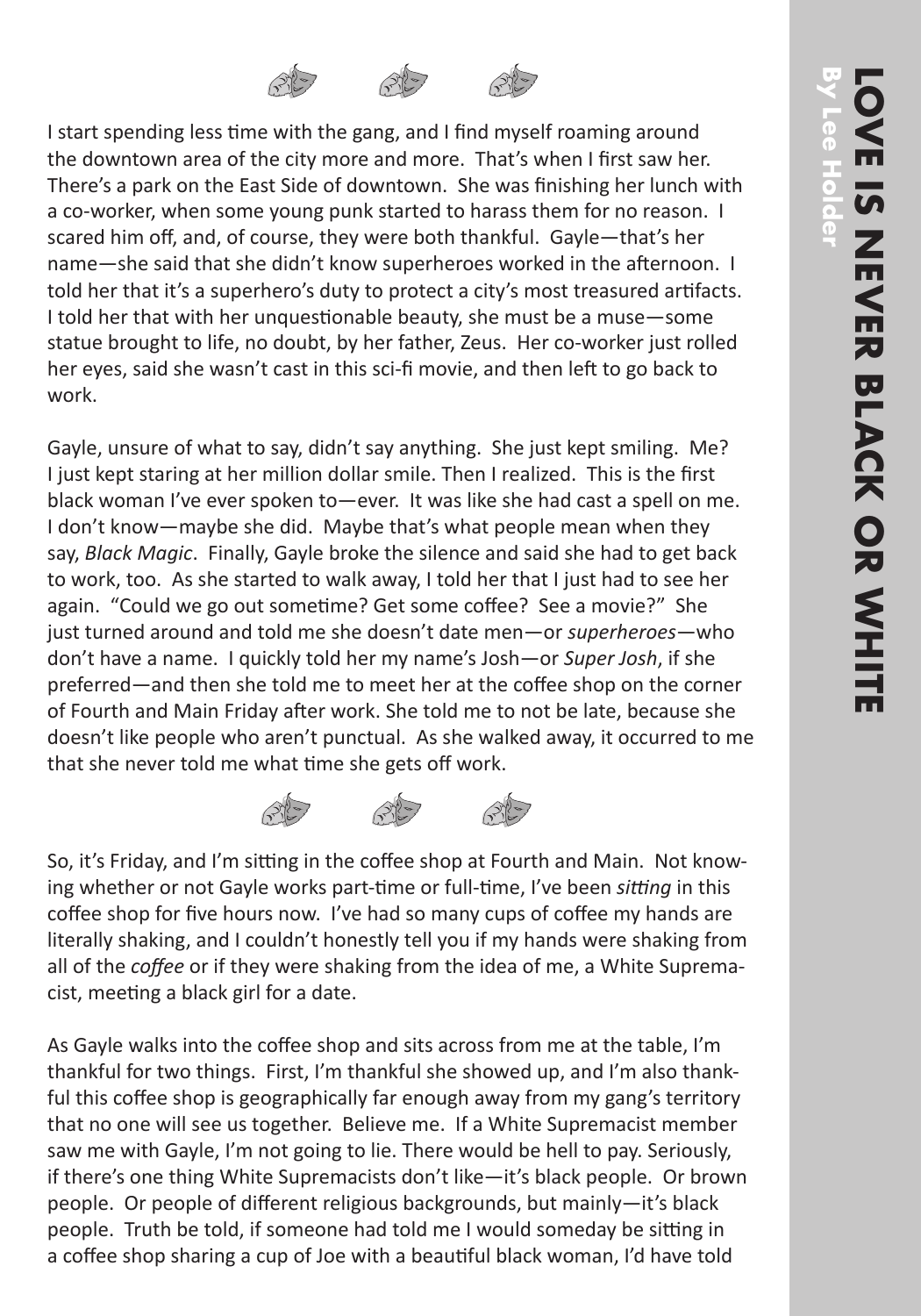I start spending less time with the gang, and I find myself roaming around the downtown area of the city more and more. That's when I first saw her. There's a park on the East Side of downtown. She was finishing her lunch with a co-worker, when some young punk started to harass them for no reason. I scared him off, and, of course, they were both thankful. Gayle—that's her name—she said that she didn't know superheroes worked in the afternoon. I told her that it's a superhero's duty to protect a city's most treasured artifacts. I told her that with her unquestionable beauty, she must be a muse—some statue brought to life, no doubt, by her father, Zeus. Her co-worker just rolled her eyes, said she wasn't cast in this sci-fi movie, and then left to go back to work.

Gayle, unsure of what to say, didn't say anything. She just kept smiling. Me? I just kept staring at her million dollar smile. Then I realized. This is the first black woman I've ever spoken to—ever. It was like she had cast a spell on me. I don't know—maybe she did. Maybe that's what people mean when they say, *Black Magic*. Finally, Gayle broke the silence and said she had to get back to work, too. As she started to walk away, I told her that I just had to see her again. "Could we go out sometime? Get some coffee? See a movie?" She just turned around and told me she doesn't date men—or *superheroes*—who don't have a name. I quickly told her my name's Josh—or *Super Josh*, if she preferred—and then she told me to meet her at the coffee shop on the corner of Fourth and Main Friday after work. She told me to not be late, because she doesn't like people who aren't punctual. As she walked away, it occurred to me that she never told me what time she gets off work.

So, it's Friday, and I'm sitting in the coffee shop at Fourth and Main. Not knowing whether or not Gayle works part-time or full-time, I've been *sitting* in this coffee shop for five hours now. I've had so many cups of coffee my hands are literally shaking, and I couldn't honestly tell you if my hands were shaking from all of the *coffee* or if they were shaking from the idea of me, a White Supremacist, meeting a black girl for a date.

As Gayle walks into the coffee shop and sits across from me at the table, I'm thankful for two things. First, I'm thankful she showed up, and I'm also thankful this coffee shop is geographically far enough away from my gang's territory that no one will see us together. Believe me. If a White Supremacist member saw me with Gayle, I'm not going to lie. There would be hell to pay. Seriously, if there's one thing White Supremacists don't like—it's black people. Or brown people. Or people of different religious backgrounds, but mainly—it's black people. Truth be told, if someone had told me I would someday be sitting in a coffee shop sharing a cup of Joe with a beautiful black woman, I'd have told